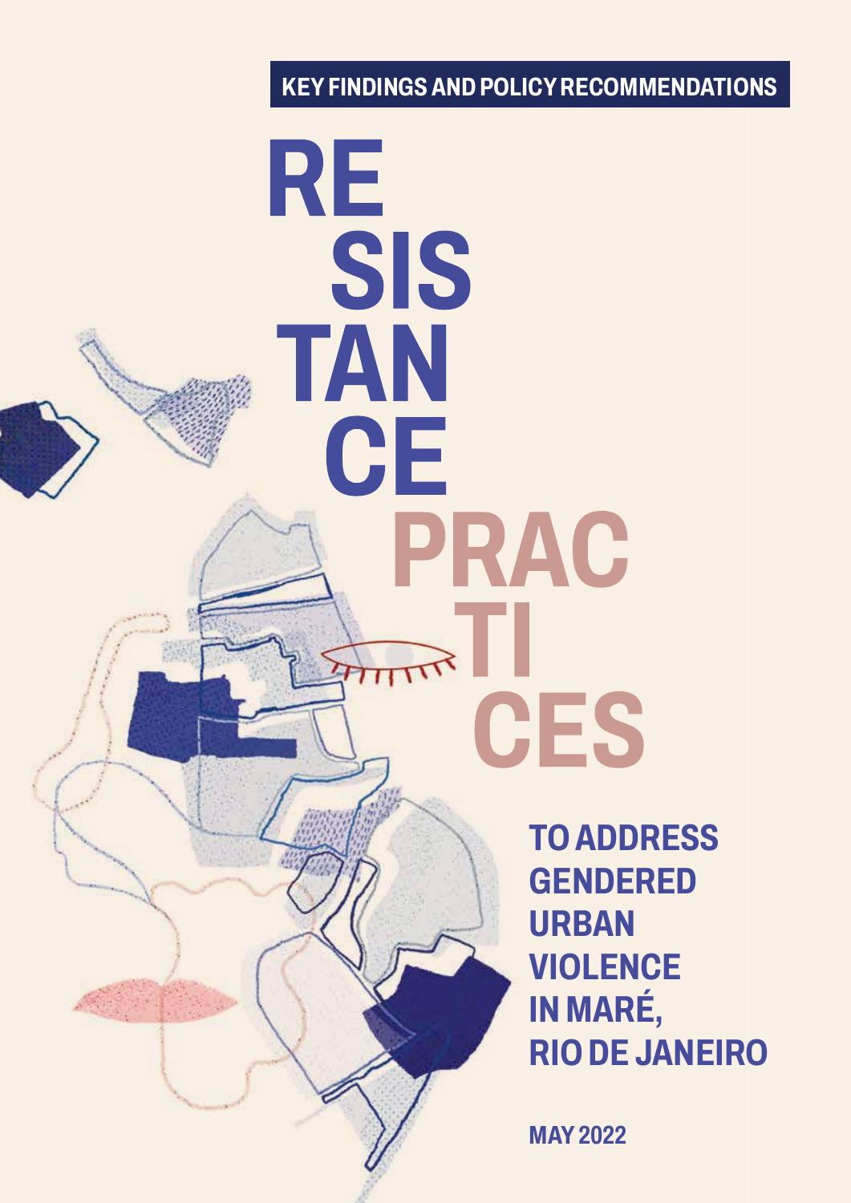**KEY FINDINGS AND POLICY RECOMMENDATIONS**

# RESISTANCE PRACTICES

## TO ADDRESS GENDERED URBAN VIOLENCE IN MARÉ, RIO DE JANEIRO

**MAY 2022**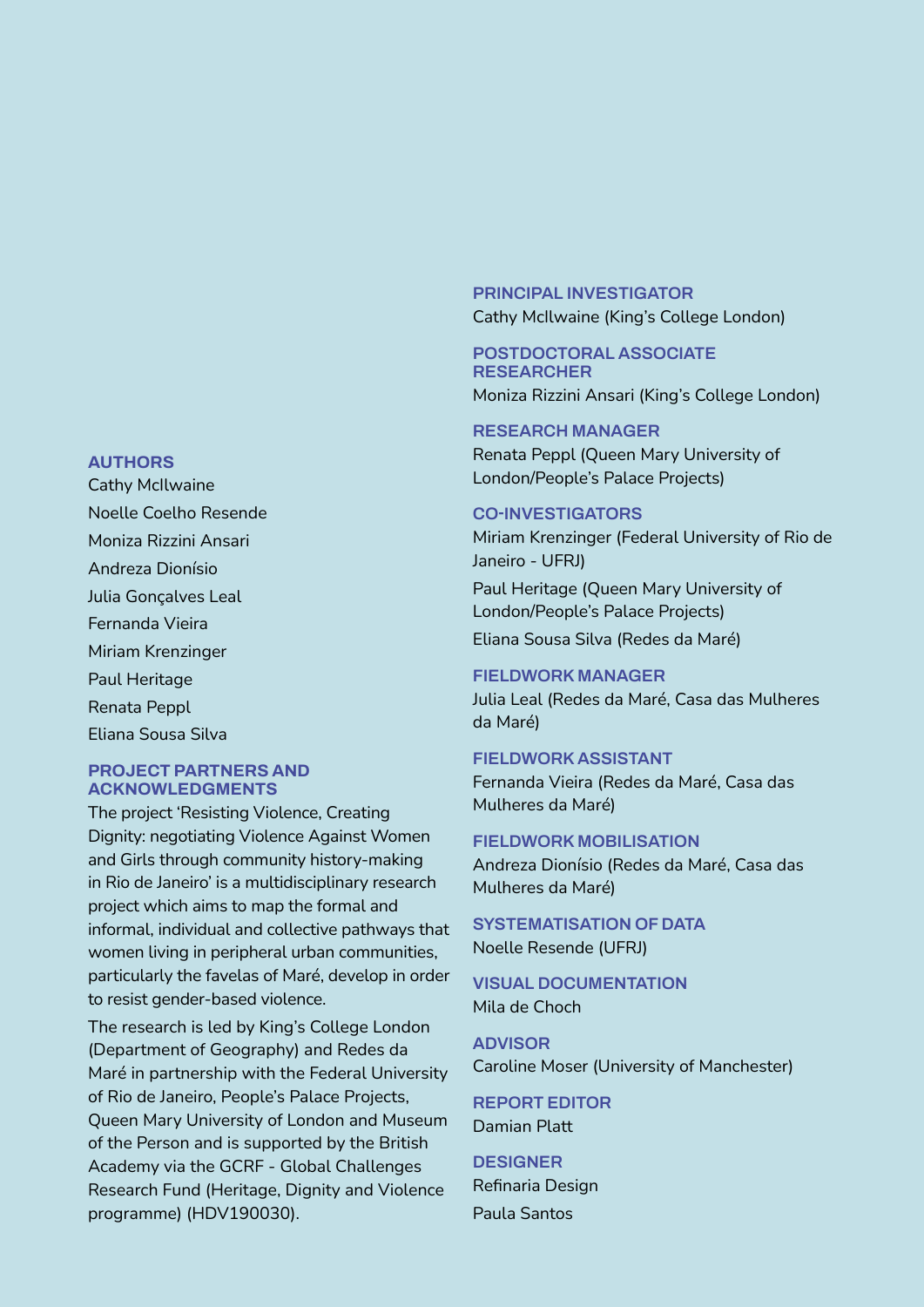## AUTHORS

Cathy McIlwaine

Noelle Coelho Resende

Moniza Rizzini Ansari

Andreza Dionísio

Julia Gonçalves Leal

Fernanda Vieira

Miriam Krenzinger

Paul Heritage

Renata Peppl

Eliana Sousa Silva

## PROJECT PARTNERS AND ACKNOWLEDGMENTS

The project 'Resisting Violence, Creating Dignity: negotiating Violence Against Women and Girls through community history-making in Rio de Janeiro' is a multidisciplinary research project which aims to map the formal and informal, individual and collective pathways that women living in peripheral urban communities, particularly the favelas of Maré, develop in order to resist gender-based violence.

The research is led by King's College London (Department of Geography) and Redes da Maré in partnership with the Federal University of Rio de Janeiro, People's Palace Projects, Queen Mary University of London and Museum of the Person and is supported by the British Academy via the GCRF - Global Challenges Research Fund (Heritage, Dignity and Violence programme) (HDV190030).

## PRINCIPAL INVESTIGATOR

Cathy McIlwaine (King's College London)

## POSTDOCTORAL ASSOCIATE RESEARCHER

Moniza Rizzini Ansari (King's College London)

## RESEARCH MANAGER

Renata Peppl (Queen Mary University of London/People's Palace Projects)

## CO-INVESTIGATORS

Miriam Krenzinger (Federal University of Rio de Janeiro - UFRJ)

Paul Heritage (Queen Mary University of London/People's Palace Projects)

Eliana Sousa Silva (Redes da Maré)

## FIELDWORK MANAGER

Julia Leal (Redes da Maré, Casa das Mulheres da Maré)

## FIELDWORK ASSISTANT

Fernanda Vieira (Redes da Maré, Casa das Mulheres da Maré)

## FIELDWORK MOBILISATION

Andreza Dionísio (Redes da Maré, Casa das Mulheres da Maré)

## SYSTEMATISATION OF DATA

Noelle Resende (UFRJ)

## VISUAL DOCUMENTATION

Mila de Choch

## ADVISOR

Caroline Moser (University of Manchester)

## REPORT EDITOR

Damian Platt

## DESIGNER

Refinaria Design

Paula Santos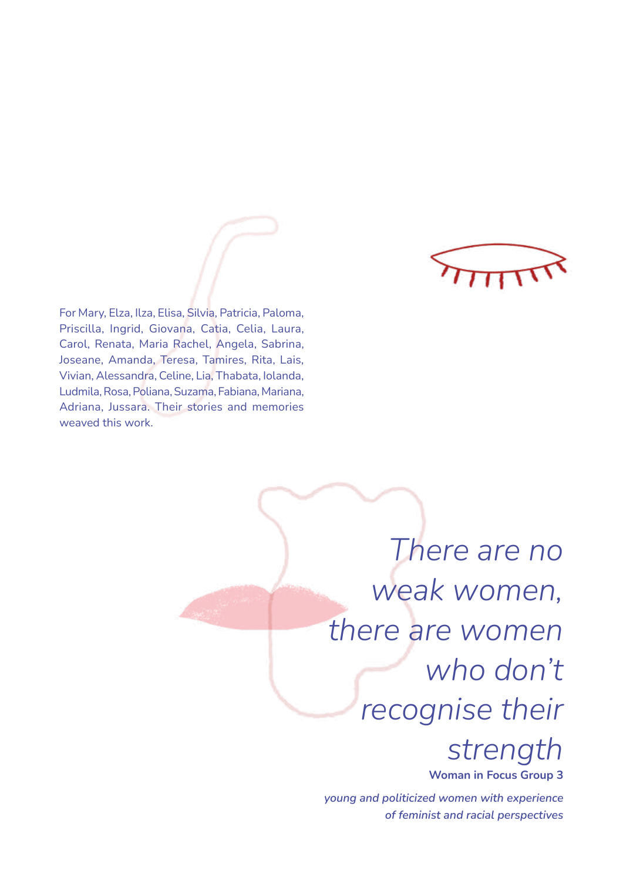For Mary, Elza, Ilza, Elisa, Silvia, Patricia, Paloma, Priscilla, Ingrid, Giovana, Catia, Celia, Laura, Carol, Renata, Maria Rachel, Angela, Sabrina, Joseane, Amanda, Teresa, Tamires, Rita, Lais, Vivian, Alessandra, Celine, Lia, Thabata, Iolanda, Ludmila, Rosa, Poliana, Suzama, Fabiana, Mariana, Adriana, Jussara. Their stories and memories weaved this work.

*There are no weak women, there are women who don't recognise their strength*

**Woman in Focus Group 3**

***young and politicized women with experience of feminist and racial perspectives***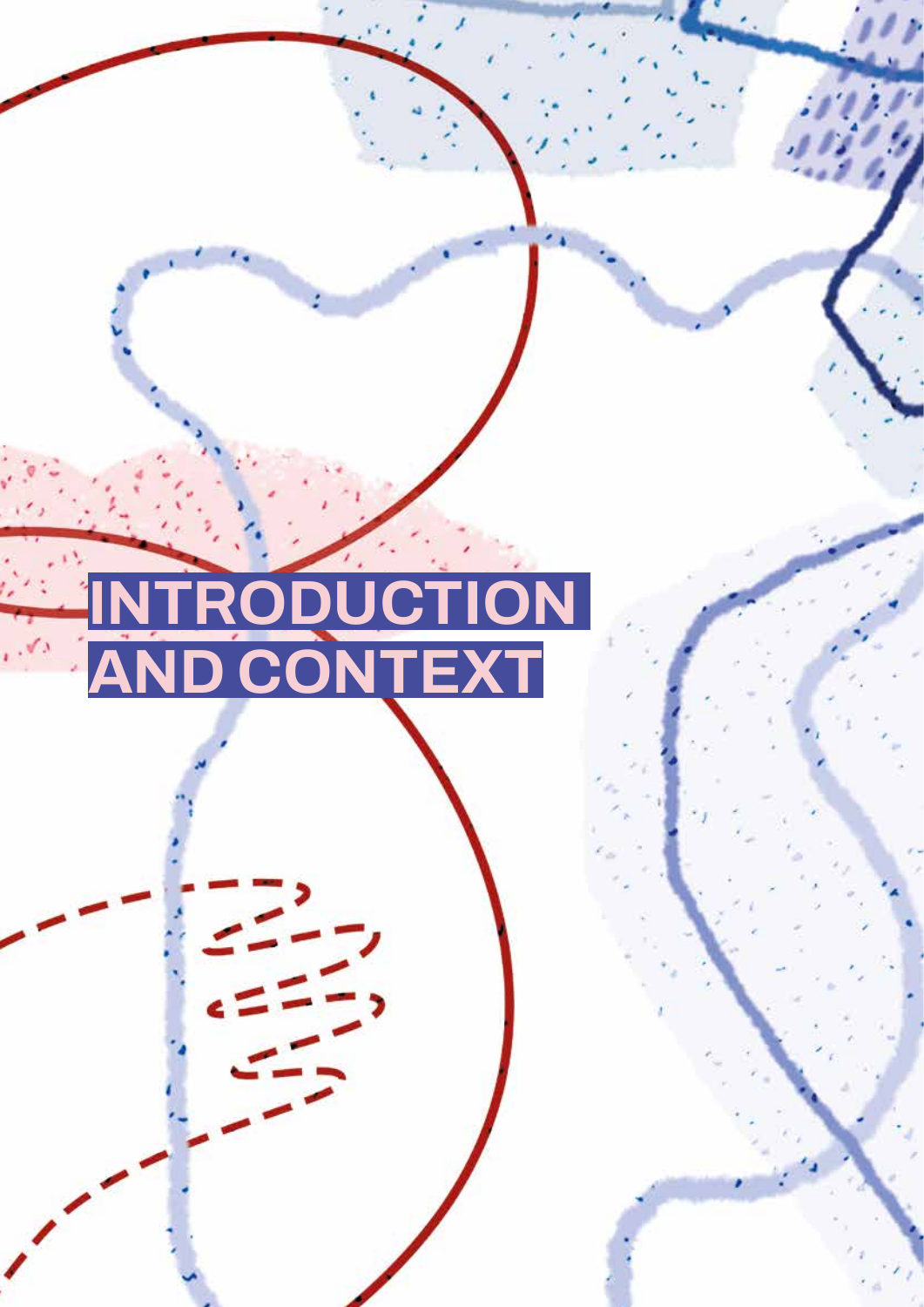# INTRODUCTION AND CONTEXT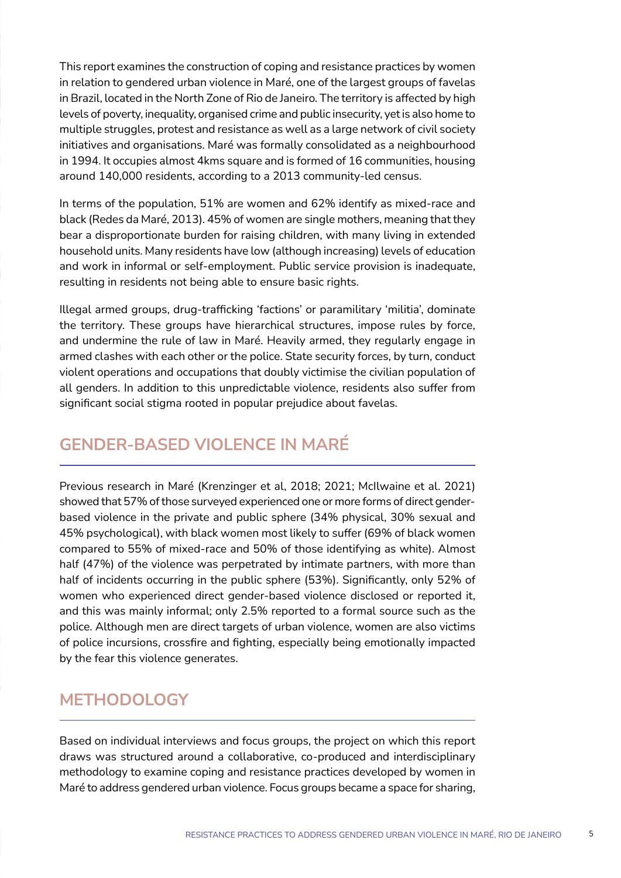This report examines the construction of coping and resistance practices by women in relation to gendered urban violence in Maré, one of the largest groups of favelas in Brazil, located in the North Zone of Rio de Janeiro. The territory is affected by high levels of poverty, inequality, organised crime and public insecurity, yet is also home to multiple struggles, protest and resistance as well as a large network of civil society initiatives and organisations. Maré was formally consolidated as a neighbourhood in 1994. It occupies almost 4kms square and is formed of 16 communities, housing around 140,000 residents, according to a 2013 community-led census.

In terms of the population, 51% are women and 62% identify as mixed-race and black (Redes da Maré, 2013). 45% of women are single mothers, meaning that they bear a disproportionate burden for raising children, with many living in extended household units. Many residents have low (although increasing) levels of education and work in informal or self-employment. Public service provision is inadequate, resulting in residents not being able to ensure basic rights.

Illegal armed groups, drug-trafficking 'factions' or paramilitary 'militia', dominate the territory. These groups have hierarchical structures, impose rules by force, and undermine the rule of law in Maré. Heavily armed, they regularly engage in armed clashes with each other or the police. State security forces, by turn, conduct violent operations and occupations that doubly victimise the civilian population of all genders. In addition to this unpredictable violence, residents also suffer from significant social stigma rooted in popular prejudice about favelas.

## GENDER-BASED VIOLENCE IN MARÉ

Previous research in Maré (Krenzinger et al, 2018; 2021; McIlwaine et al. 2021) showed that 57% of those surveyed experienced one or more forms of direct gender-based violence in the private and public sphere (34% physical, 30% sexual and 45% psychological), with black women most likely to suffer (69% of black women compared to 55% of mixed-race and 50% of those identifying as white). Almost half (47%) of the violence was perpetrated by intimate partners, with more than half of incidents occurring in the public sphere (53%). Significantly, only 52% of women who experienced direct gender-based violence disclosed or reported it, and this was mainly informal; only 2.5% reported to a formal source such as the police. Although men are direct targets of urban violence, women are also victims of police incursions, crossfire and fighting, especially being emotionally impacted by the fear this violence generates.

## METHODOLOGY

Based on individual interviews and focus groups, the project on which this report draws was structured around a collaborative, co-produced and interdisciplinary methodology to examine coping and resistance practices developed by women in Maré to address gendered urban violence. Focus groups became a space for sharing,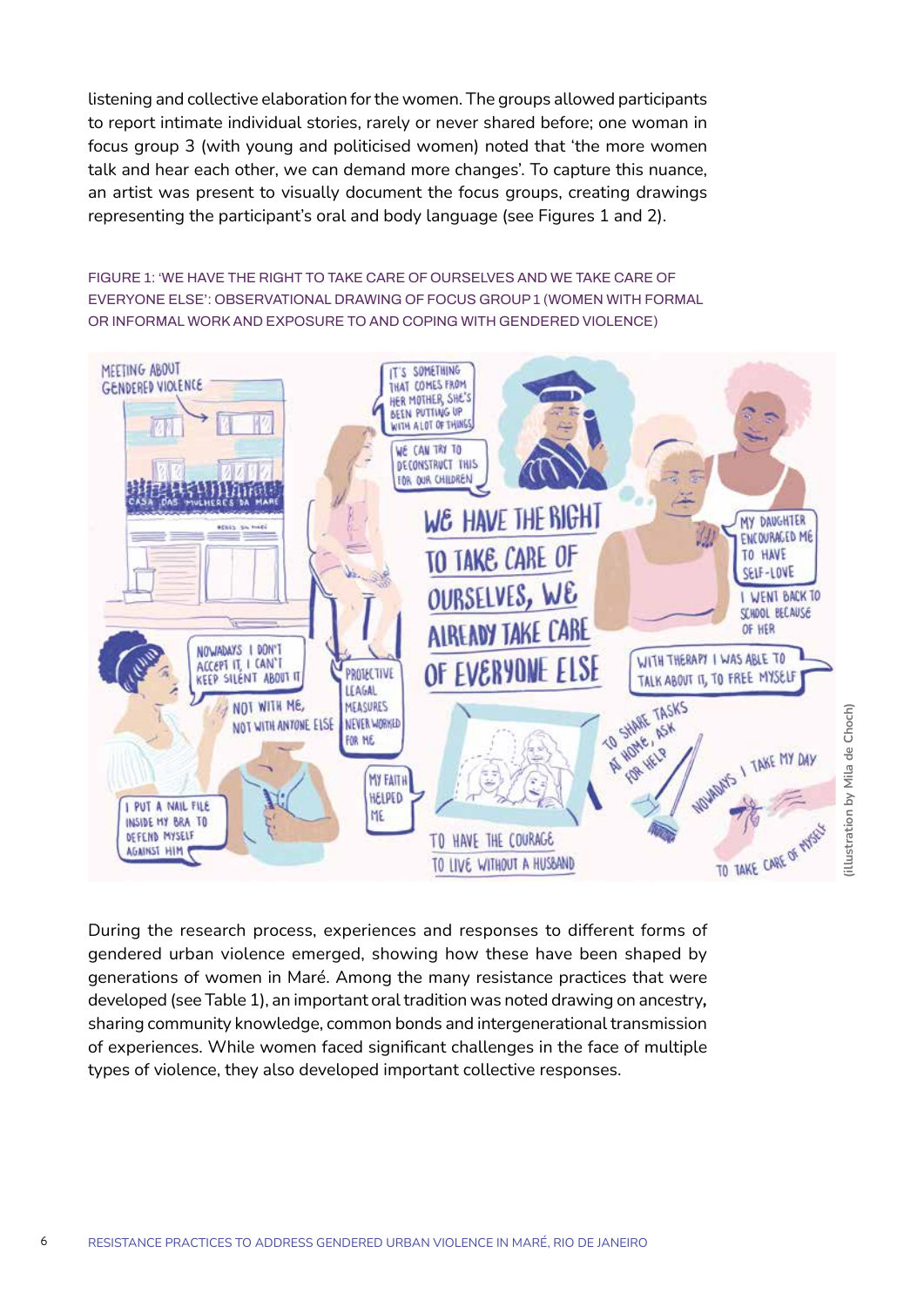listening and collective elaboration for the women. The groups allowed participants to report intimate individual stories, rarely or never shared before; one woman in focus group 3 (with young and politicised women) noted that 'the more women talk and hear each other, we can demand more changes'. To capture this nuance, an artist was present to visually document the focus groups, creating drawings representing the participant's oral and body language (see Figures 1 and 2).

FIGURE 1: 'WE HAVE THE RIGHT TO TAKE CARE OF OURSELVES AND WE TAKE CARE OF EVERYONE ELSE': OBSERVATIONAL DRAWING OF FOCUS GROUP 1 (WOMEN WITH FORMAL OR INFORMAL WORK AND EXPOSURE TO AND COPING WITH GENDERED VIOLENCE)

(illustration by Mila de Choch)

During the research process, experiences and responses to different forms of gendered urban violence emerged, showing how these have been shaped by generations of women in Maré. Among the many resistance practices that were developed (see Table 1), an important oral tradition was noted drawing on ancestry, sharing community knowledge, common bonds and intergenerational transmission of experiences. While women faced significant challenges in the face of multiple types of violence, they also developed important collective responses.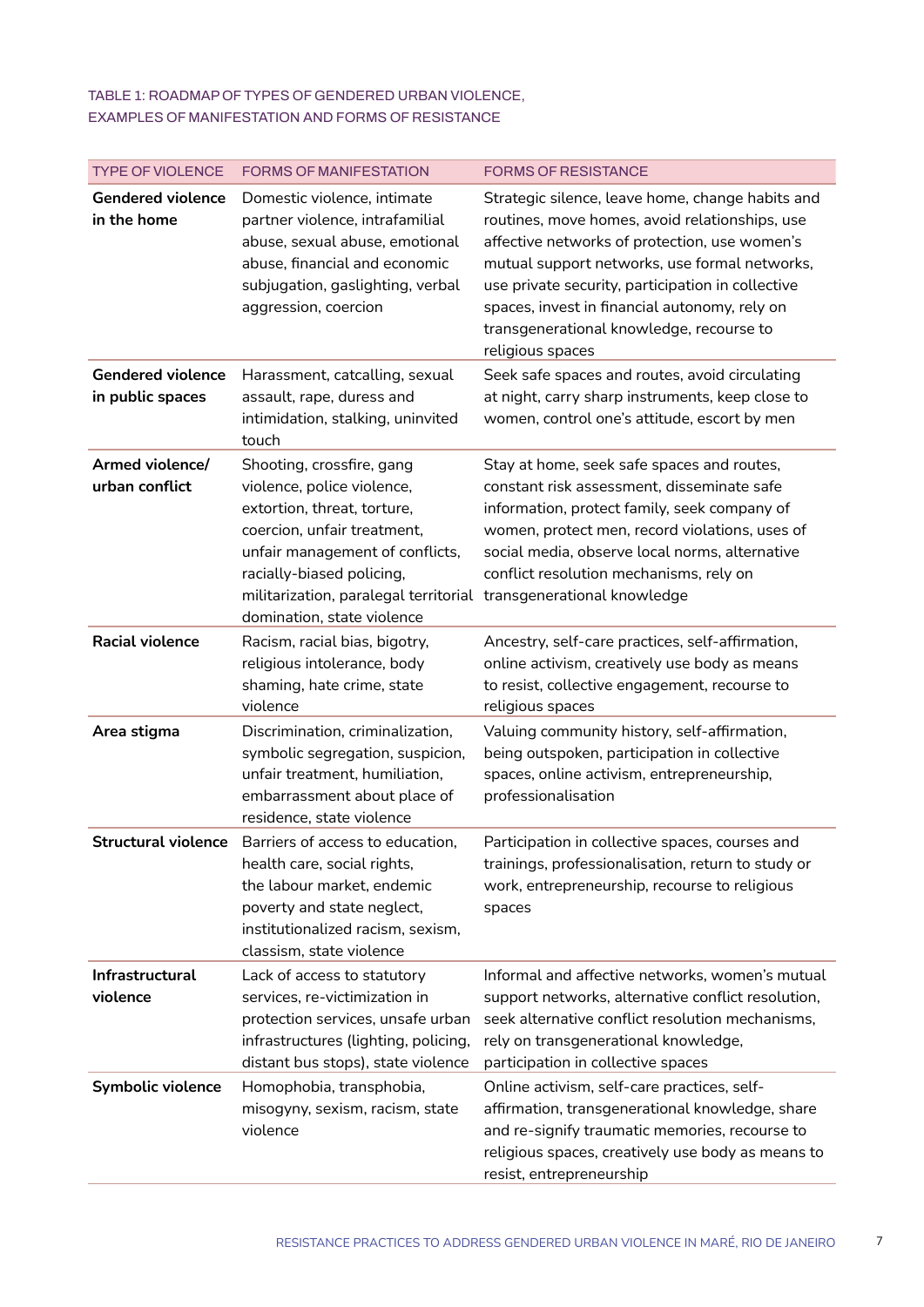TABLE 1: ROADMAP OF TYPES OF GENDERED URBAN VIOLENCE, EXAMPLES OF MANIFESTATION AND FORMS OF RESISTANCE

| TYPE OF VIOLENCE | FORMS OF MANIFESTATION | FORMS OF RESISTANCE |
|---|---|---|
| **Gendered violence in the home** | Domestic violence, intimate partner violence, intrafamilial abuse, sexual abuse, emotional abuse, financial and economic subjugation, gaslighting, verbal aggression, coercion | Strategic silence, leave home, change habits and routines, move homes, avoid relationships, use affective networks of protection, use women's mutual support networks, use formal networks, use private security, participation in collective spaces, invest in financial autonomy, rely on transgenerational knowledge, recourse to religious spaces |
| **Gendered violence in public spaces** | Harassment, catcalling, sexual assault, rape, duress and intimidation, stalking, uninvited touch | Seek safe spaces and routes, avoid circulating at night, carry sharp instruments, keep close to women, control one's attitude, escort by men |
| **Armed violence/ urban conflict** | Shooting, crossfire, gang violence, police violence, extortion, threat, torture, coercion, unfair treatment, unfair management of conflicts, racially-biased policing, militarization, paralegal territorial domination, state violence | Stay at home, seek safe spaces and routes, constant risk assessment, disseminate safe information, protect family, seek company of women, protect men, record violations, uses of social media, observe local norms, alternative conflict resolution mechanisms, rely on transgenerational knowledge |
| **Racial violence** | Racism, racial bias, bigotry, religious intolerance, body shaming, hate crime, state violence | Ancestry, self-care practices, self-affirmation, online activism, creatively use body as means to resist, collective engagement, recourse to religious spaces |
| **Area stigma** | Discrimination, criminalization, symbolic segregation, suspicion, unfair treatment, humiliation, embarrassment about place of residence, state violence | Valuing community history, self-affirmation, being outspoken, participation in collective spaces, online activism, entrepreneurship, professionalisation |
| **Structural violence** | Barriers of access to education, health care, social rights, the labour market, endemic poverty and state neglect, institutionalized racism, sexism, classism, state violence | Participation in collective spaces, courses and trainings, professionalisation, return to study or work, entrepreneurship, recourse to religious spaces |
| **Infrastructural violence** | Lack of access to statutory services, re-victimization in protection services, unsafe urban infrastructures (lighting, policing, distant bus stops), state violence | Informal and affective networks, women's mutual support networks, alternative conflict resolution, seek alternative conflict resolution mechanisms, rely on transgenerational knowledge, participation in collective spaces |
| **Symbolic violence** | Homophobia, transphobia, misogyny, sexism, racism, state violence | Online activism, self-care practices, self-affirmation, transgenerational knowledge, share and re-signify traumatic memories, recourse to religious spaces, creatively use body as means to resist, entrepreneurship |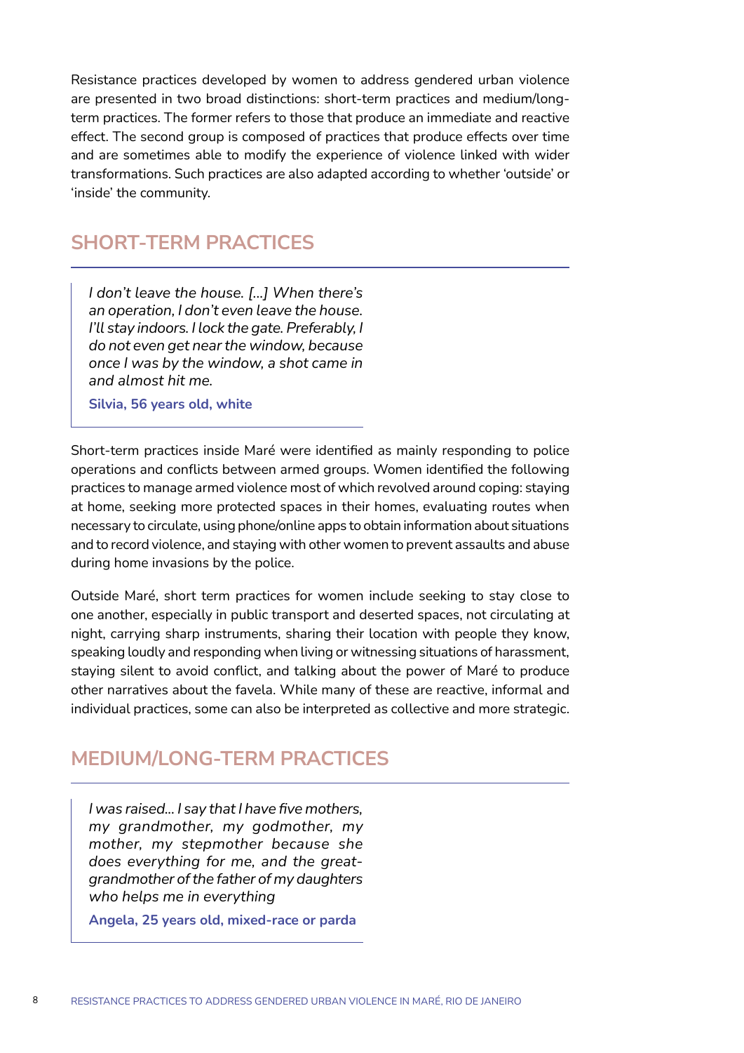Resistance practices developed by women to address gendered urban violence are presented in two broad distinctions: short-term practices and medium/long-term practices. The former refers to those that produce an immediate and reactive effect. The second group is composed of practices that produce effects over time and are sometimes able to modify the experience of violence linked with wider transformations. Such practices are also adapted according to whether 'outside' or 'inside' the community.

## SHORT-TERM PRACTICES

> *I don't leave the house. [...] When there's an operation, I don't even leave the house. I'll stay indoors. I lock the gate. Preferably, I do not even get near the window, because once I was by the window, a shot came in and almost hit me.*
>
> **Silvia, 56 years old, white**

Short-term practices inside Maré were identified as mainly responding to police operations and conflicts between armed groups. Women identified the following practices to manage armed violence most of which revolved around coping: staying at home, seeking more protected spaces in their homes, evaluating routes when necessary to circulate, using phone/online apps to obtain information about situations and to record violence, and staying with other women to prevent assaults and abuse during home invasions by the police.

Outside Maré, short term practices for women include seeking to stay close to one another, especially in public transport and deserted spaces, not circulating at night, carrying sharp instruments, sharing their location with people they know, speaking loudly and responding when living or witnessing situations of harassment, staying silent to avoid conflict, and talking about the power of Maré to produce other narratives about the favela. While many of these are reactive, informal and individual practices, some can also be interpreted as collective and more strategic.

## MEDIUM/LONG-TERM PRACTICES

> *I was raised... I say that I have five mothers, my grandmother, my godmother, my mother, my stepmother because she does everything for me, and the great-grandmother of the father of my daughters who helps me in everything*
>
> **Angela, 25 years old, mixed-race or parda**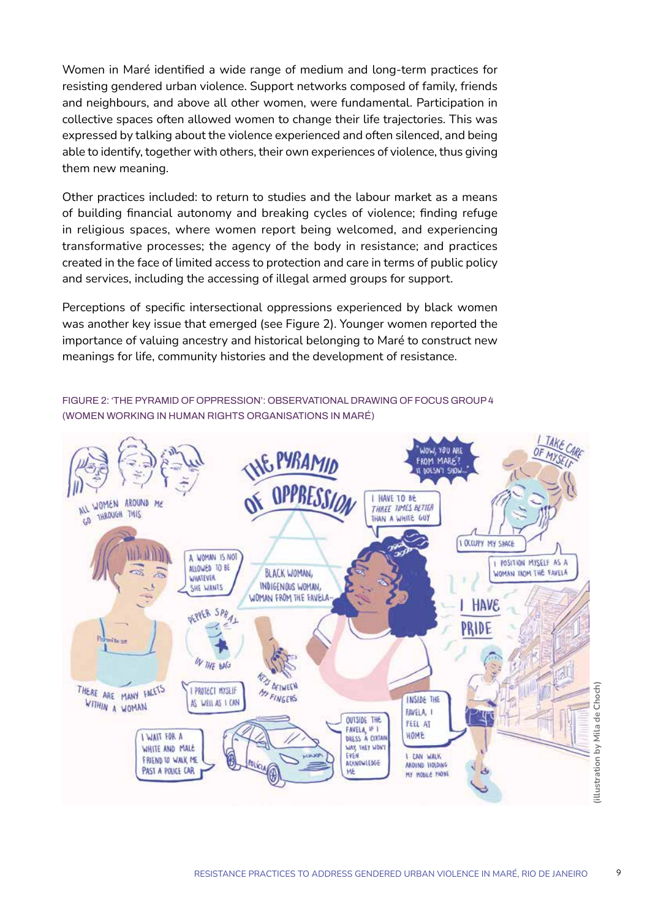Women in Maré identified a wide range of medium and long-term practices for resisting gendered urban violence. Support networks composed of family, friends and neighbours, and above all other women, were fundamental. Participation in collective spaces often allowed women to change their life trajectories. This was expressed by talking about the violence experienced and often silenced, and being able to identify, together with others, their own experiences of violence, thus giving them new meaning.

Other practices included: to return to studies and the labour market as a means of building financial autonomy and breaking cycles of violence; finding refuge in religious spaces, where women report being welcomed, and experiencing transformative processes; the agency of the body in resistance; and practices created in the face of limited access to protection and care in terms of public policy and services, including the accessing of illegal armed groups for support.

Perceptions of specific intersectional oppressions experienced by black women was another key issue that emerged (see Figure 2). Younger women reported the importance of valuing ancestry and historical belonging to Maré to construct new meanings for life, community histories and the development of resistance.

FIGURE 2: 'THE PYRAMID OF OPPRESSION': OBSERVATIONAL DRAWING OF FOCUS GROUP 4 (WOMEN WORKING IN HUMAN RIGHTS ORGANISATIONS IN MARÉ)

(illustration by Mila de Choch)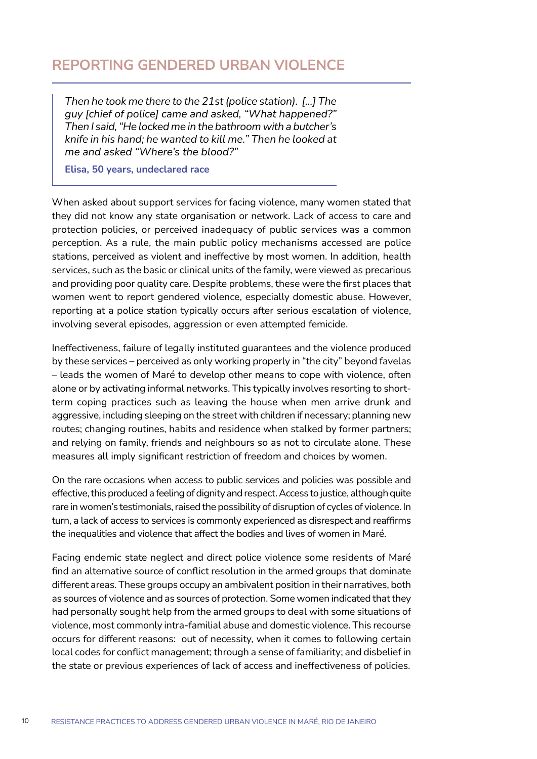## REPORTING GENDERED URBAN VIOLENCE

> *Then he took me there to the 21st (police station). [...] The guy [chief of police] came and asked, "What happened?" Then I said, "He locked me in the bathroom with a butcher's knife in his hand; he wanted to kill me." Then he looked at me and asked "Where's the blood?"*
>
> **Elisa, 50 years, undeclared race**

When asked about support services for facing violence, many women stated that they did not know any state organisation or network. Lack of access to care and protection policies, or perceived inadequacy of public services was a common perception. As a rule, the main public policy mechanisms accessed are police stations, perceived as violent and ineffective by most women. In addition, health services, such as the basic or clinical units of the family, were viewed as precarious and providing poor quality care. Despite problems, these were the first places that women went to report gendered violence, especially domestic abuse. However, reporting at a police station typically occurs after serious escalation of violence, involving several episodes, aggression or even attempted femicide.

Ineffectiveness, failure of legally instituted guarantees and the violence produced by these services – perceived as only working properly in "the city" beyond favelas – leads the women of Maré to develop other means to cope with violence, often alone or by activating informal networks. This typically involves resorting to short-term coping practices such as leaving the house when men arrive drunk and aggressive, including sleeping on the street with children if necessary; planning new routes; changing routines, habits and residence when stalked by former partners; and relying on family, friends and neighbours so as not to circulate alone. These measures all imply significant restriction of freedom and choices by women.

On the rare occasions when access to public services and policies was possible and effective, this produced a feeling of dignity and respect. Access to justice, although quite rare in women's testimonials, raised the possibility of disruption of cycles of violence. In turn, a lack of access to services is commonly experienced as disrespect and reaffirms the inequalities and violence that affect the bodies and lives of women in Maré.

Facing endemic state neglect and direct police violence some residents of Maré find an alternative source of conflict resolution in the armed groups that dominate different areas. These groups occupy an ambivalent position in their narratives, both as sources of violence and as sources of protection. Some women indicated that they had personally sought help from the armed groups to deal with some situations of violence, most commonly intra-familial abuse and domestic violence. This recourse occurs for different reasons: out of necessity, when it comes to following certain local codes for conflict management; through a sense of familiarity; and disbelief in the state or previous experiences of lack of access and ineffectiveness of policies.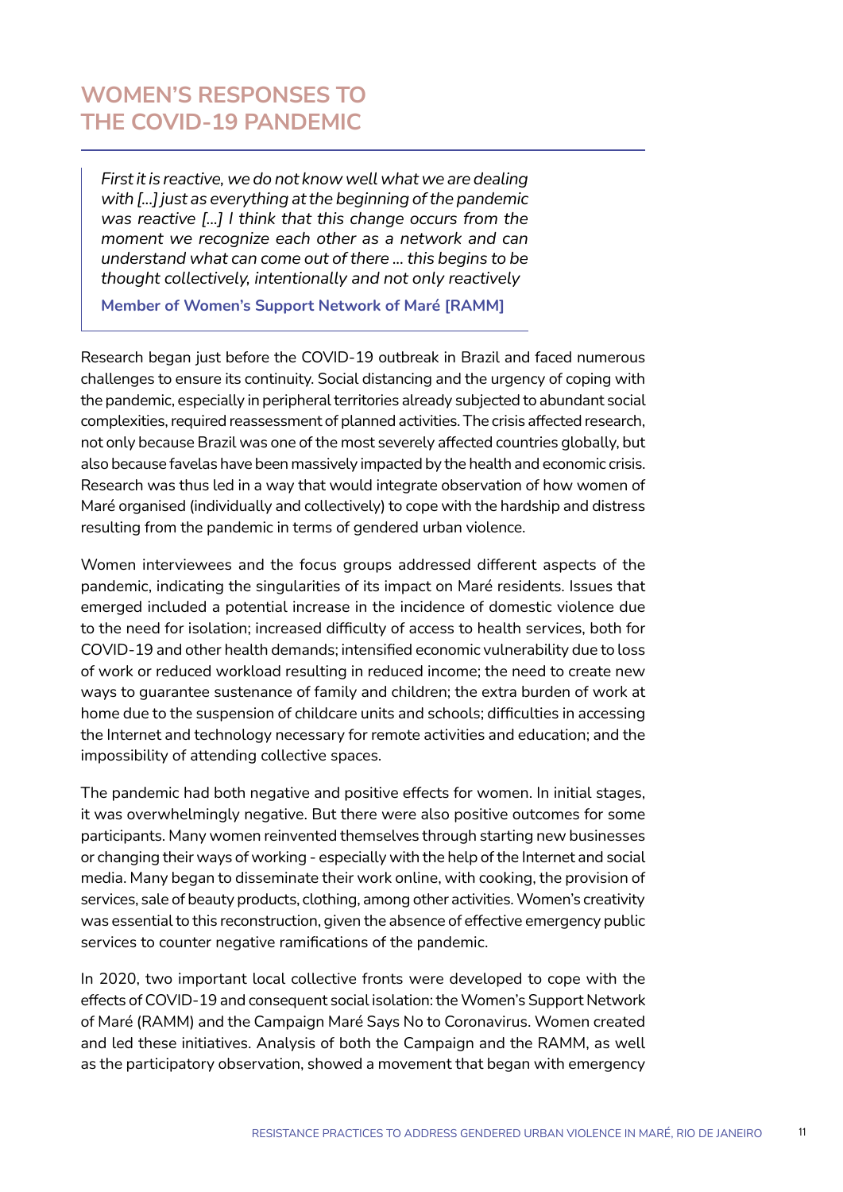## WOMEN'S RESPONSES TO THE COVID-19 PANDEMIC

> *First it is reactive, we do not know well what we are dealing with [...] just as everything at the beginning of the pandemic was reactive [...] I think that this change occurs from the moment we recognize each other as a network and can understand what can come out of there ... this begins to be thought collectively, intentionally and not only reactively*
>
> **Member of Women's Support Network of Maré [RAMM]**

Research began just before the COVID-19 outbreak in Brazil and faced numerous challenges to ensure its continuity. Social distancing and the urgency of coping with the pandemic, especially in peripheral territories already subjected to abundant social complexities, required reassessment of planned activities. The crisis affected research, not only because Brazil was one of the most severely affected countries globally, but also because favelas have been massively impacted by the health and economic crisis. Research was thus led in a way that would integrate observation of how women of Maré organised (individually and collectively) to cope with the hardship and distress resulting from the pandemic in terms of gendered urban violence.

Women interviewees and the focus groups addressed different aspects of the pandemic, indicating the singularities of its impact on Maré residents. Issues that emerged included a potential increase in the incidence of domestic violence due to the need for isolation; increased difficulty of access to health services, both for COVID-19 and other health demands; intensified economic vulnerability due to loss of work or reduced workload resulting in reduced income; the need to create new ways to guarantee sustenance of family and children; the extra burden of work at home due to the suspension of childcare units and schools; difficulties in accessing the Internet and technology necessary for remote activities and education; and the impossibility of attending collective spaces.

The pandemic had both negative and positive effects for women. In initial stages, it was overwhelmingly negative. But there were also positive outcomes for some participants. Many women reinvented themselves through starting new businesses or changing their ways of working - especially with the help of the Internet and social media. Many began to disseminate their work online, with cooking, the provision of services, sale of beauty products, clothing, among other activities. Women's creativity was essential to this reconstruction, given the absence of effective emergency public services to counter negative ramifications of the pandemic.

In 2020, two important local collective fronts were developed to cope with the effects of COVID-19 and consequent social isolation: the Women's Support Network of Maré (RAMM) and the Campaign Maré Says No to Coronavirus. Women created and led these initiatives. Analysis of both the Campaign and the RAMM, as well as the participatory observation, showed a movement that began with emergency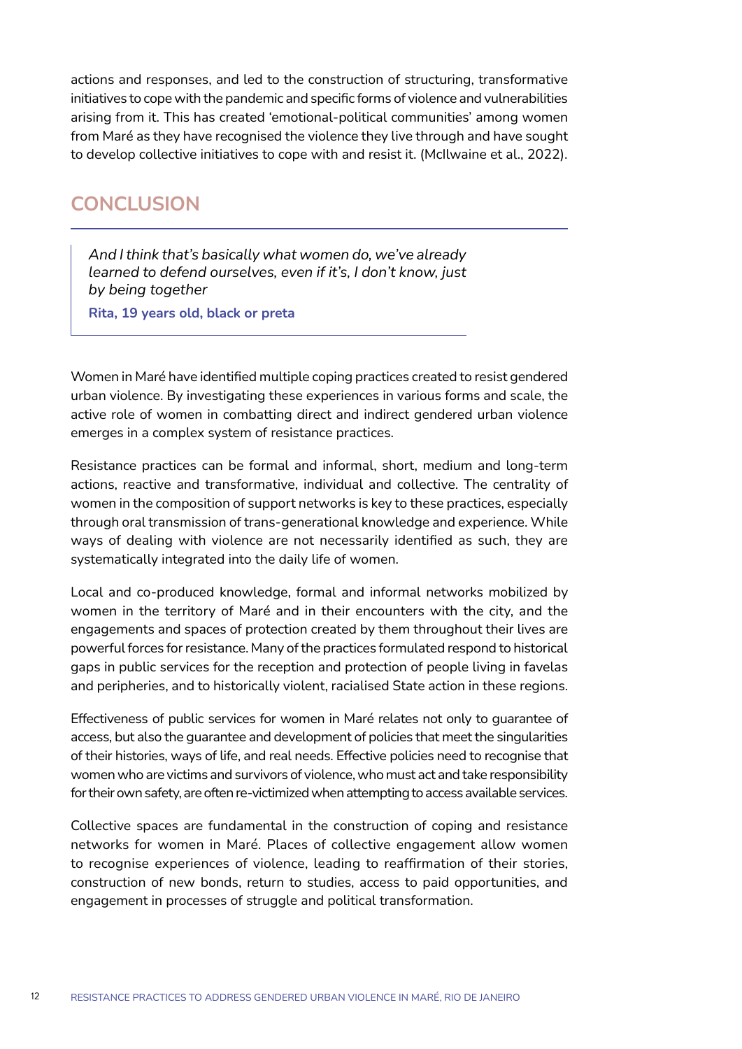actions and responses, and led to the construction of structuring, transformative initiatives to cope with the pandemic and specific forms of violence and vulnerabilities arising from it. This has created 'emotional-political communities' among women from Maré as they have recognised the violence they live through and have sought to develop collective initiatives to cope with and resist it. (McIlwaine et al., 2022).

## CONCLUSION

> *And I think that's basically what women do, we've already learned to defend ourselves, even if it's, I don't know, just by being together*
>
> **Rita, 19 years old, black or preta**

Women in Maré have identified multiple coping practices created to resist gendered urban violence. By investigating these experiences in various forms and scale, the active role of women in combatting direct and indirect gendered urban violence emerges in a complex system of resistance practices.

Resistance practices can be formal and informal, short, medium and long-term actions, reactive and transformative, individual and collective. The centrality of women in the composition of support networks is key to these practices, especially through oral transmission of trans-generational knowledge and experience. While ways of dealing with violence are not necessarily identified as such, they are systematically integrated into the daily life of women.

Local and co-produced knowledge, formal and informal networks mobilized by women in the territory of Maré and in their encounters with the city, and the engagements and spaces of protection created by them throughout their lives are powerful forces for resistance. Many of the practices formulated respond to historical gaps in public services for the reception and protection of people living in favelas and peripheries, and to historically violent, racialised State action in these regions.

Effectiveness of public services for women in Maré relates not only to guarantee of access, but also the guarantee and development of policies that meet the singularities of their histories, ways of life, and real needs. Effective policies need to recognise that women who are victims and survivors of violence, who must act and take responsibility for their own safety, are often re-victimized when attempting to access available services.

Collective spaces are fundamental in the construction of coping and resistance networks for women in Maré. Places of collective engagement allow women to recognise experiences of violence, leading to reaffirmation of their stories, construction of new bonds, return to studies, access to paid opportunities, and engagement in processes of struggle and political transformation.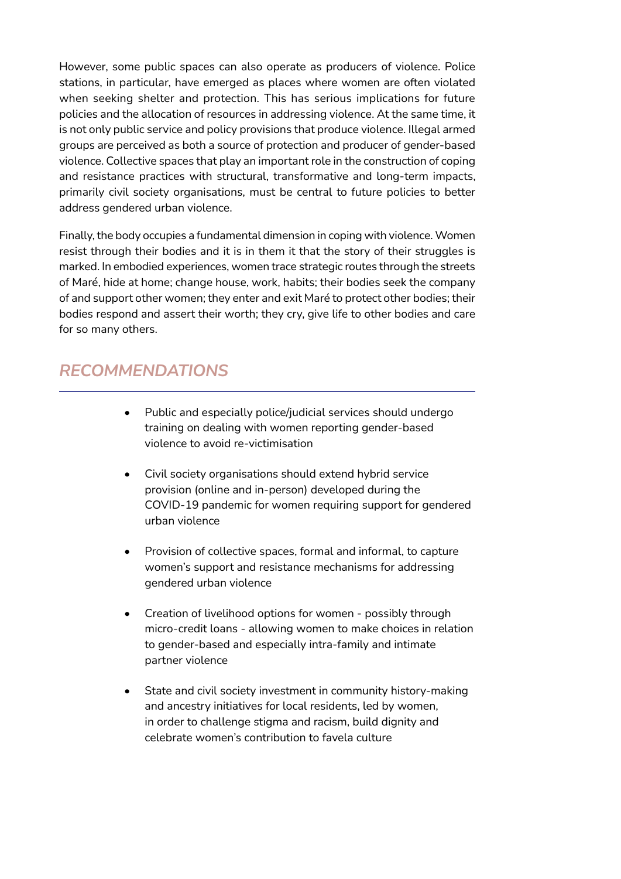However, some public spaces can also operate as producers of violence. Police stations, in particular, have emerged as places where women are often violated when seeking shelter and protection. This has serious implications for future policies and the allocation of resources in addressing violence. At the same time, it is not only public service and policy provisions that produce violence. Illegal armed groups are perceived as both a source of protection and producer of gender-based violence. Collective spaces that play an important role in the construction of coping and resistance practices with structural, transformative and long-term impacts, primarily civil society organisations, must be central to future policies to better address gendered urban violence.

Finally, the body occupies a fundamental dimension in coping with violence. Women resist through their bodies and it is in them it that the story of their struggles is marked. In embodied experiences, women trace strategic routes through the streets of Maré, hide at home; change house, work, habits; their bodies seek the company of and support other women; they enter and exit Maré to protect other bodies; their bodies respond and assert their worth; they cry, give life to other bodies and care for so many others.

## *RECOMMENDATIONS*

- Public and especially police/judicial services should undergo training on dealing with women reporting gender-based violence to avoid re-victimisation
- Civil society organisations should extend hybrid service provision (online and in-person) developed during the COVID-19 pandemic for women requiring support for gendered urban violence
- Provision of collective spaces, formal and informal, to capture women's support and resistance mechanisms for addressing gendered urban violence
- Creation of livelihood options for women - possibly through micro-credit loans - allowing women to make choices in relation to gender-based and especially intra-family and intimate partner violence
- State and civil society investment in community history-making and ancestry initiatives for local residents, led by women, in order to challenge stigma and racism, build dignity and celebrate women's contribution to favela culture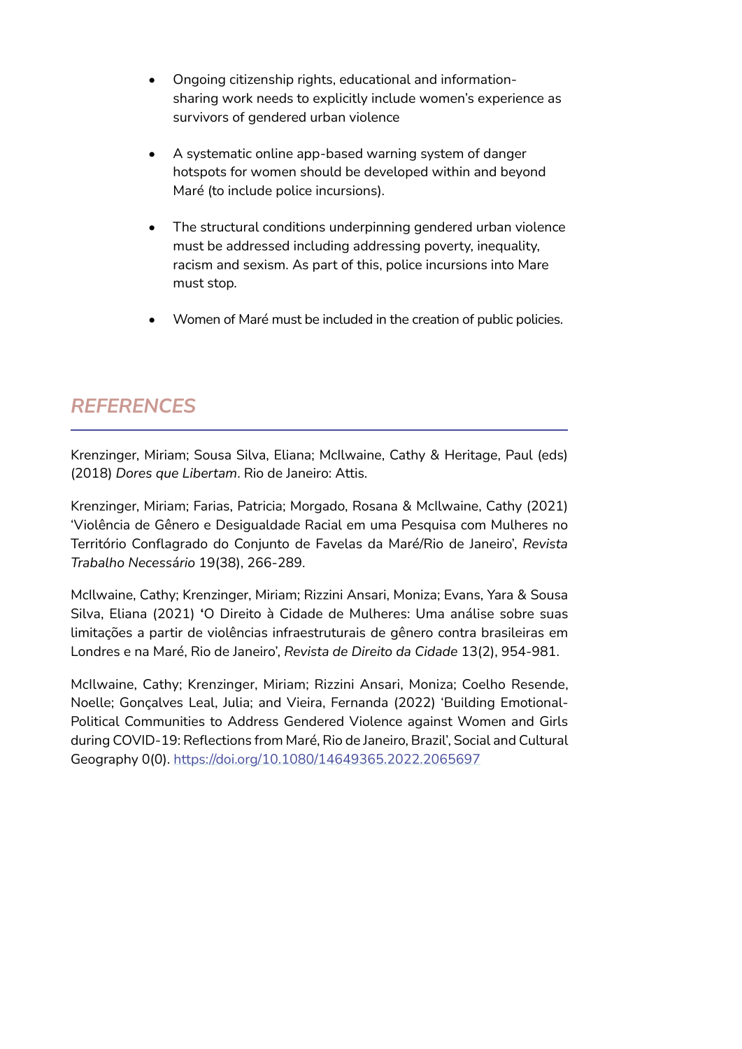- Ongoing citizenship rights, educational and information-sharing work needs to explicitly include women's experience as survivors of gendered urban violence

- A systematic online app-based warning system of danger hotspots for women should be developed within and beyond Maré (to include police incursions).

- The structural conditions underpinning gendered urban violence must be addressed including addressing poverty, inequality, racism and sexism. As part of this, police incursions into Mare must stop.

- Women of Maré must be included in the creation of public policies.

## *REFERENCES*

Krenzinger, Miriam; Sousa Silva, Eliana; McIlwaine, Cathy & Heritage, Paul (eds) (2018) *Dores que Libertam*. Rio de Janeiro: Attis.

Krenzinger, Miriam; Farias, Patricia; Morgado, Rosana & McIlwaine, Cathy (2021) 'Violência de Gênero e Desigualdade Racial em uma Pesquisa com Mulheres no Território Conflagrado do Conjunto de Favelas da Maré/Rio de Janeiro', *Revista Trabalho Necessário* 19(38), 266-289.

McIlwaine, Cathy; Krenzinger, Miriam; Rizzini Ansari, Moniza; Evans, Yara & Sousa Silva, Eliana (2021) 'O Direito à Cidade de Mulheres: Uma análise sobre suas limitações a partir de violências infraestruturais de gênero contra brasileiras em Londres e na Maré, Rio de Janeiro', *Revista de Direito da Cidade* 13(2), 954-981.

McIlwaine, Cathy; Krenzinger, Miriam; Rizzini Ansari, Moniza; Coelho Resende, Noelle; Gonçalves Leal, Julia; and Vieira, Fernanda (2022) 'Building Emotional-Political Communities to Address Gendered Violence against Women and Girls during COVID-19: Reflections from Maré, Rio de Janeiro, Brazil', Social and Cultural Geography 0(0). https://doi.org/10.1080/14649365.2022.2065697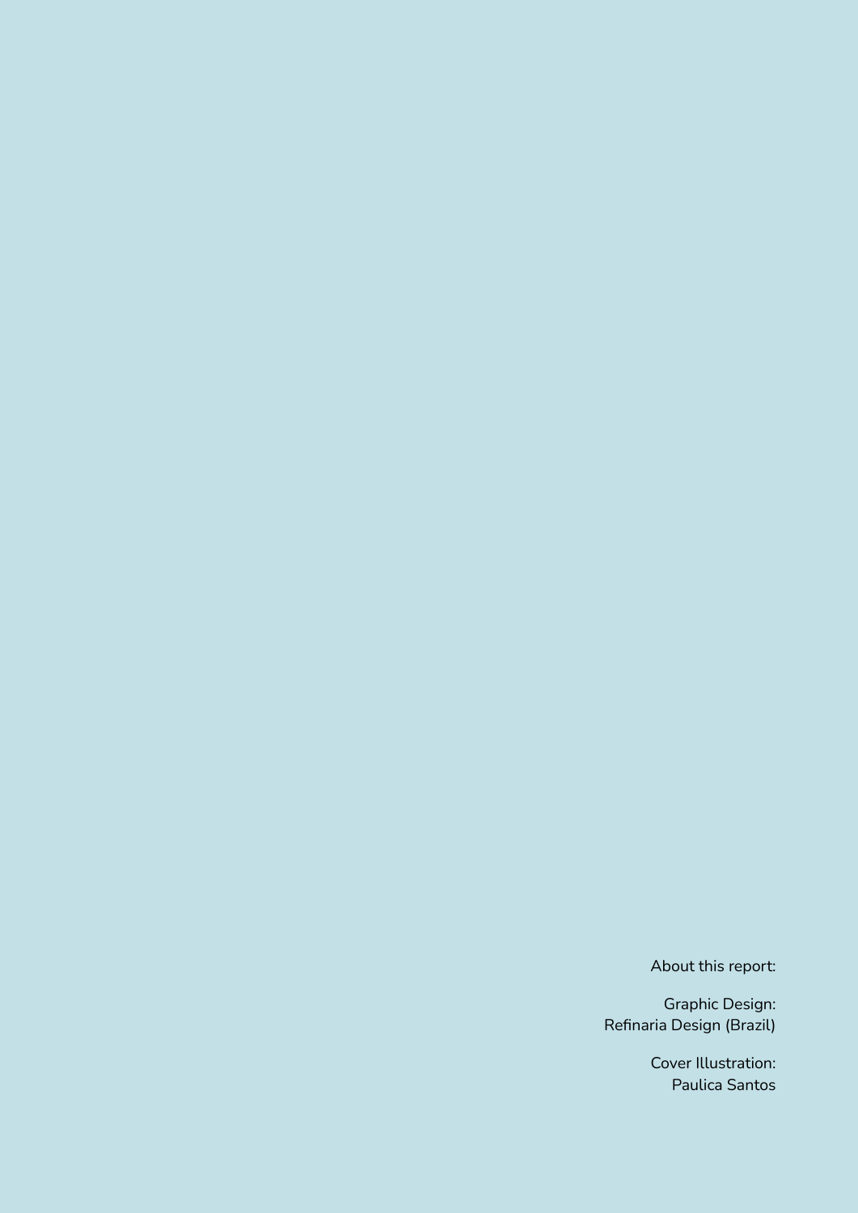About this report:

Graphic Design:
Refinaria Design (Brazil)

Cover Illustration:
Paulica Santos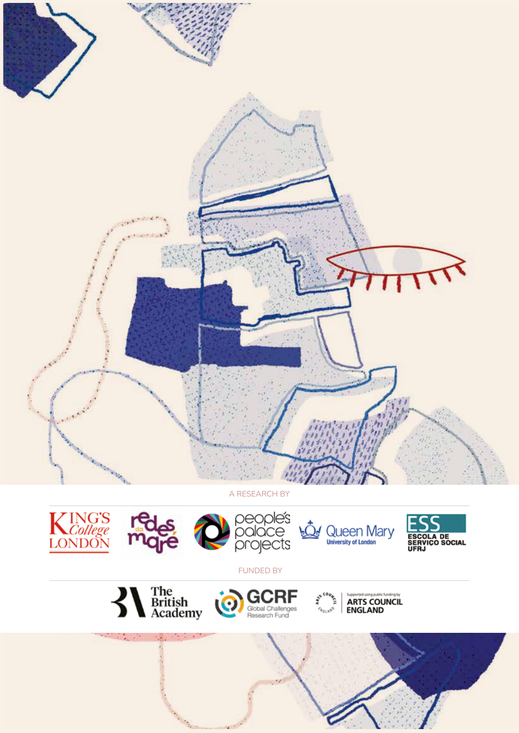A RESEARCH BY

King's College London

Redes da Maré

People's Palace Projects

Queen Mary University of London

ESS Escola de Serviço Social UFRJ

FUNDED BY

The British Academy

GCRF Global Challenges Research Fund

Supported using public funding by Arts Council England